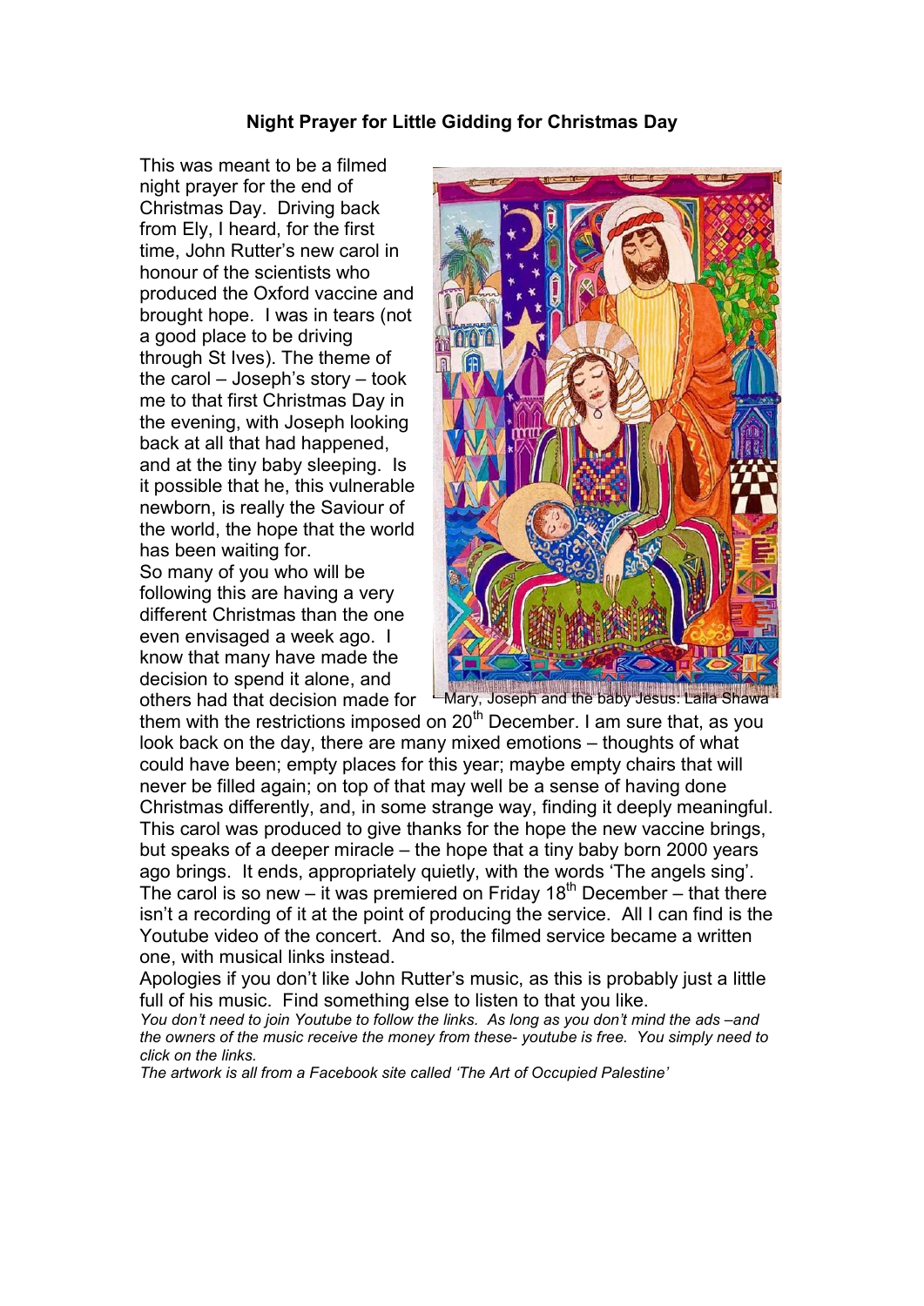**Night Prayer for Little Gidding for Christmas Day**

This was meant to be a filmed night prayer for the end of Christmas Day. Driving back from Ely, I heard, for the first time, John Rutter's new carol in honour of the scientists who produced the Oxford vaccine and brought hope. I was in tears (not a good place to be driving through St Ives). The theme of the carol – Joseph's story – took me to that first Christmas Day in the evening, with Joseph looking back at all that had happened, and at the tiny baby sleeping. Is it possible that he, this vulnerable newborn, is really the Saviour of the world, the hope that the world has been waiting for.

So many of you who will be following this are having a very different Christmas than the one even envisaged a week ago. I know that many have made the decision to spend it alone, and others had that decision made for them with the restrictions imposed on 20th December. I am sure that, as you look back on the day, there are many mixed emotions – thoughts of what could have been; empty places for this year; maybe empty chairs that will never be filled again; on top of that may well be a sense of having done Christmas differently, and, in some strange way, finding it deeply meaningful. This carol was produced to give thanks for the hope the new vaccine brings, but speaks of a deeper miracle – the hope that a tiny baby born 2000 years ago brings. It ends, appropriately quietly, with the words 'The angels sing'. The carol is so new – it was premiered on Friday 18th December – that there isn't a recording of it at the point of producing the service. All I can find is the Youtube video of the concert. And so, the filmed service became a written one, with musical links instead.

Mary, Joseph and the baby Jesus: Laila Shawa

Apologies if you don't like John Rutter's music, as this is probably just a little full of his music. Find something else to listen to that you like.

*You don't need to join Youtube to follow the links. As long as you don't mind the ads –and the owners of the music receive the money from these- youtube is free. You simply need to click on the links.*

*The artwork is all from a Facebook site called 'The Art of Occupied Palestine'*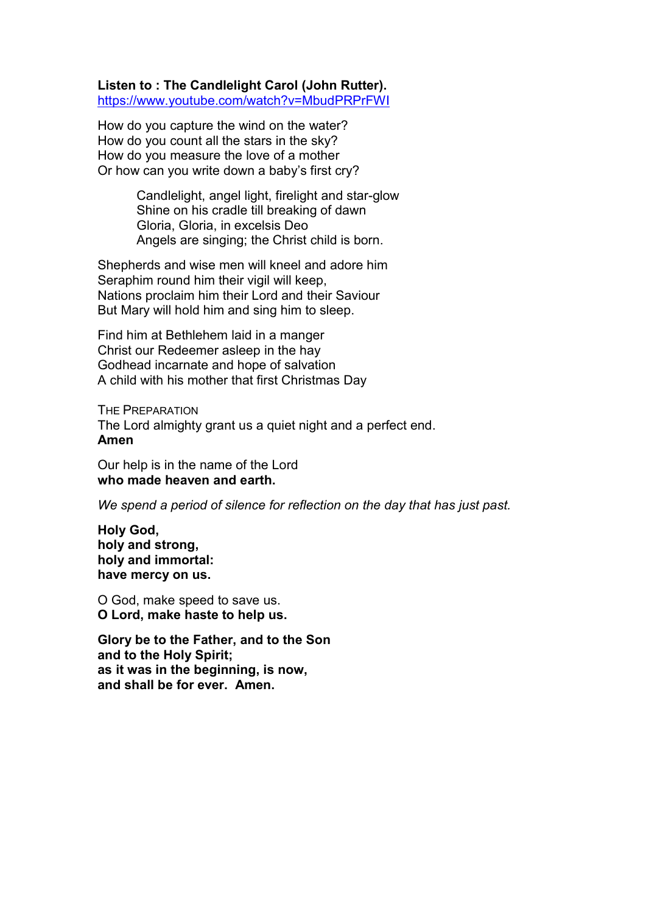**Listen to : The Candlelight Carol (John Rutter).**
[https://www.youtube.com/watch?v=MbudPRPrFWI](https://www.youtube.com/watch?v=MbudPRPrFWI)

How do you capture the wind on the water?
How do you count all the stars in the sky?
How do you measure the love of a mother
Or how can you write down a baby's first cry?

> Candlelight, angel light, firelight and star-glow
> Shine on his cradle till breaking of dawn
> Gloria, Gloria, in excelsis Deo
> Angels are singing; the Christ child is born.

Shepherds and wise men will kneel and adore him
Seraphim round him their vigil will keep,
Nations proclaim him their Lord and their Saviour
But Mary will hold him and sing him to sleep.

Find him at Bethlehem laid in a manger
Christ our Redeemer asleep in the hay
Godhead incarnate and hope of salvation
A child with his mother that first Christmas Day

THE PREPARATION
The Lord almighty grant us a quiet night and a perfect end.
**Amen**

Our help is in the name of the Lord
**who made heaven and earth.**

*We spend a period of silence for reflection on the day that has just past.*

**Holy God,**
**holy and strong,**
**holy and immortal:**
**have mercy on us.**

O God, make speed to save us.
**O Lord, make haste to help us.**

**Glory be to the Father, and to the Son**
**and to the Holy Spirit;**
**as it was in the beginning, is now,**
**and shall be for ever. Amen.**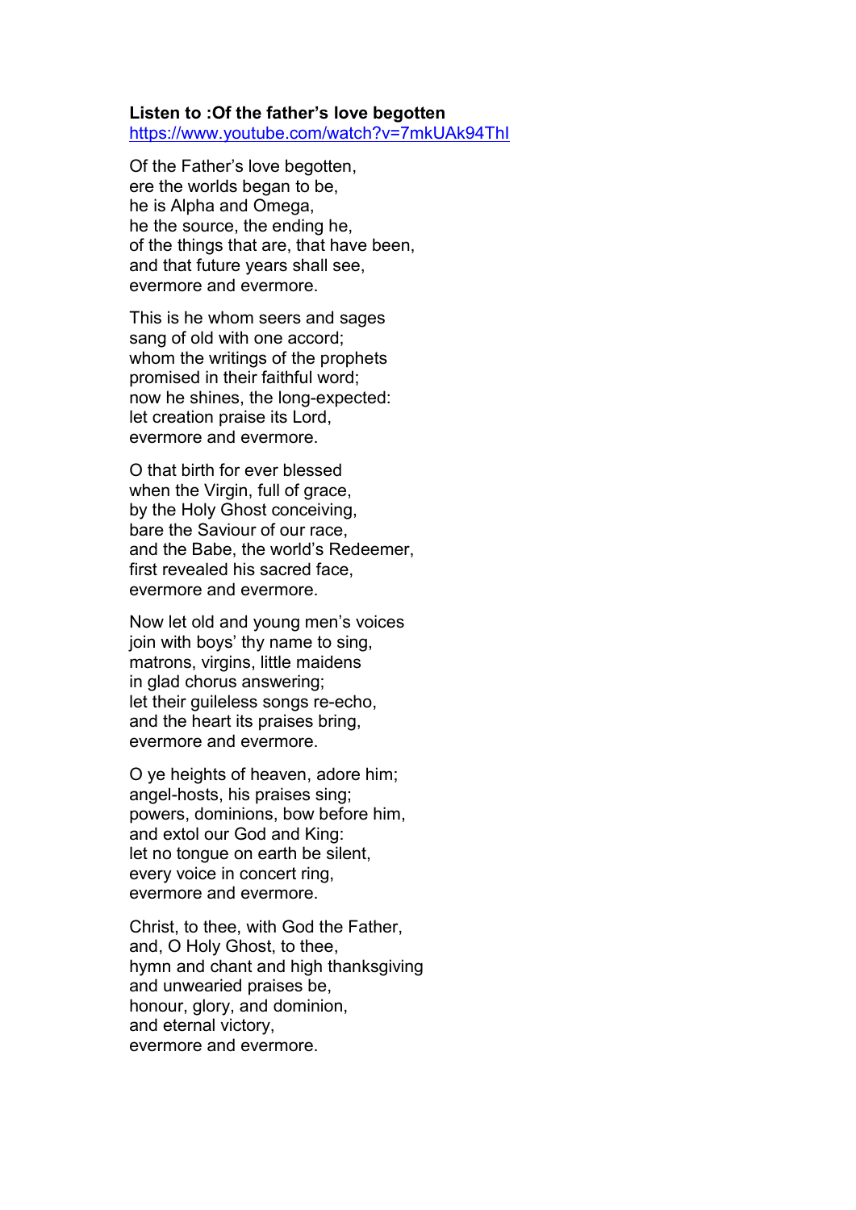**Listen to :Of the father's love begotten**
https://www.youtube.com/watch?v=7mkUAk94ThI

Of the Father's love begotten,
ere the worlds began to be,
he is Alpha and Omega,
he the source, the ending he,
of the things that are, that have been,
and that future years shall see,
evermore and evermore.

This is he whom seers and sages
sang of old with one accord;
whom the writings of the prophets
promised in their faithful word;
now he shines, the long-expected:
let creation praise its Lord,
evermore and evermore.

O that birth for ever blessed
when the Virgin, full of grace,
by the Holy Ghost conceiving,
bare the Saviour of our race,
and the Babe, the world's Redeemer,
first revealed his sacred face,
evermore and evermore.

Now let old and young men's voices
join with boys' thy name to sing,
matrons, virgins, little maidens
in glad chorus answering;
let their guileless songs re-echo,
and the heart its praises bring,
evermore and evermore.

O ye heights of heaven, adore him;
angel-hosts, his praises sing;
powers, dominions, bow before him,
and extol our God and King:
let no tongue on earth be silent,
every voice in concert ring,
evermore and evermore.

Christ, to thee, with God the Father,
and, O Holy Ghost, to thee,
hymn and chant and high thanksgiving
and unwearied praises be,
honour, glory, and dominion,
and eternal victory,
evermore and evermore.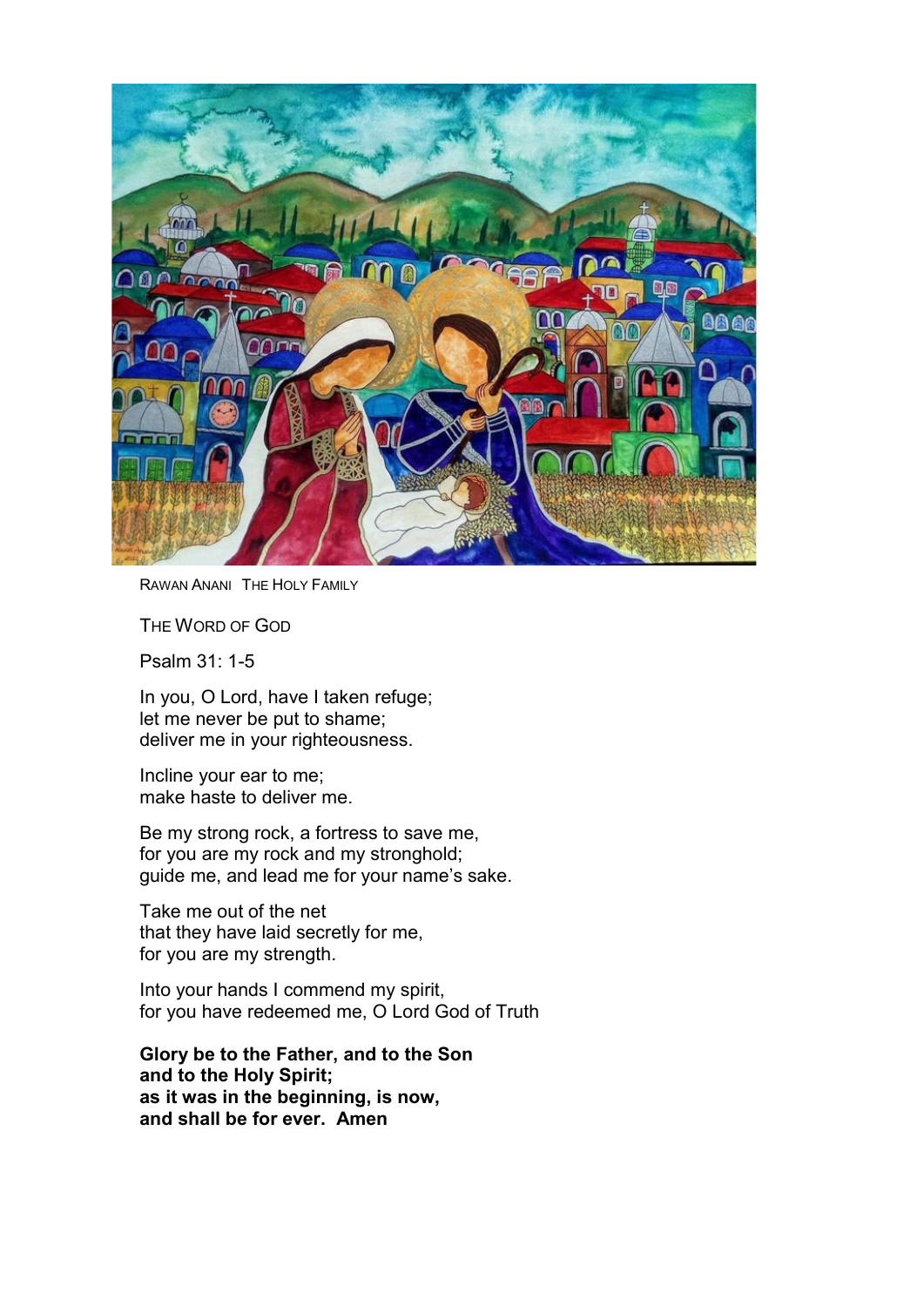Rawan Anani The Holy Family

The Word of God

Psalm 31: 1-5

In you, O Lord, have I taken refuge;  
let me never be put to shame;  
deliver me in your righteousness.

Incline your ear to me;  
make haste to deliver me.

Be my strong rock, a fortress to save me,  
for you are my rock and my stronghold;  
guide me, and lead me for your name's sake.

Take me out of the net  
that they have laid secretly for me,  
for you are my strength.

Into your hands I commend my spirit,  
for you have redeemed me, O Lord God of Truth

**Glory be to the Father, and to the Son**  
**and to the Holy Spirit;**  
**as it was in the beginning, is now,**  
**and shall be for ever. Amen**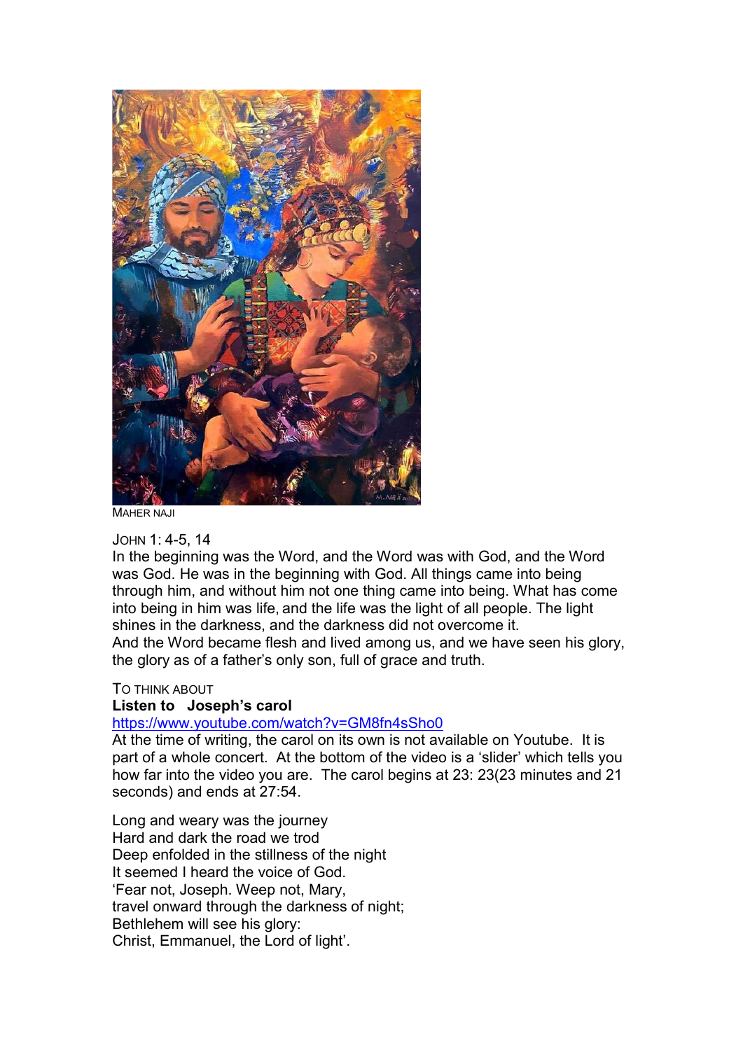MAHER NAJI

JOHN 1: 4-5, 14

In the beginning was the Word, and the Word was with God, and the Word was God. He was in the beginning with God. All things came into being through him, and without him not one thing came into being. What has come into being in him was life, and the life was the light of all people. The light shines in the darkness, and the darkness did not overcome it.
And the Word became flesh and lived among us, and we have seen his glory, the glory as of a father's only son, full of grace and truth.

TO THINK ABOUT

**Listen to Joseph's carol**

https://www.youtube.com/watch?v=GM8fn4sSho0

At the time of writing, the carol on its own is not available on Youtube. It is part of a whole concert. At the bottom of the video is a 'slider' which tells you how far into the video you are. The carol begins at 23: 23(23 minutes and 21 seconds) and ends at 27:54.

Long and weary was the journey
Hard and dark the road we trod
Deep enfolded in the stillness of the night
It seemed I heard the voice of God.
'Fear not, Joseph. Weep not, Mary,
travel onward through the darkness of night;
Bethlehem will see his glory:
Christ, Emmanuel, the Lord of light'.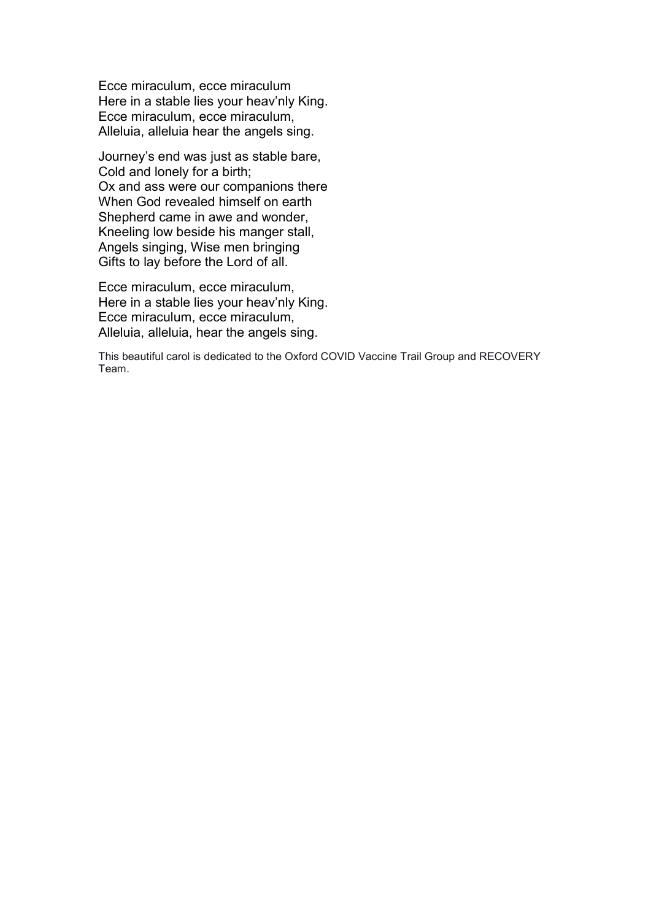Ecce miraculum, ecce miraculum
Here in a stable lies your heav'nly King.
Ecce miraculum, ecce miraculum,
Alleluia, alleluia hear the angels sing.

Journey's end was just as stable bare,
Cold and lonely for a birth;
Ox and ass were our companions there
When God revealed himself on earth
Shepherd came in awe and wonder,
Kneeling low beside his manger stall,
Angels singing, Wise men bringing
Gifts to lay before the Lord of all.

Ecce miraculum, ecce miraculum,
Here in a stable lies your heav'nly King.
Ecce miraculum, ecce miraculum,
Alleluia, alleluia, hear the angels sing.

This beautiful carol is dedicated to the Oxford COVID Vaccine Trail Group and RECOVERY Team.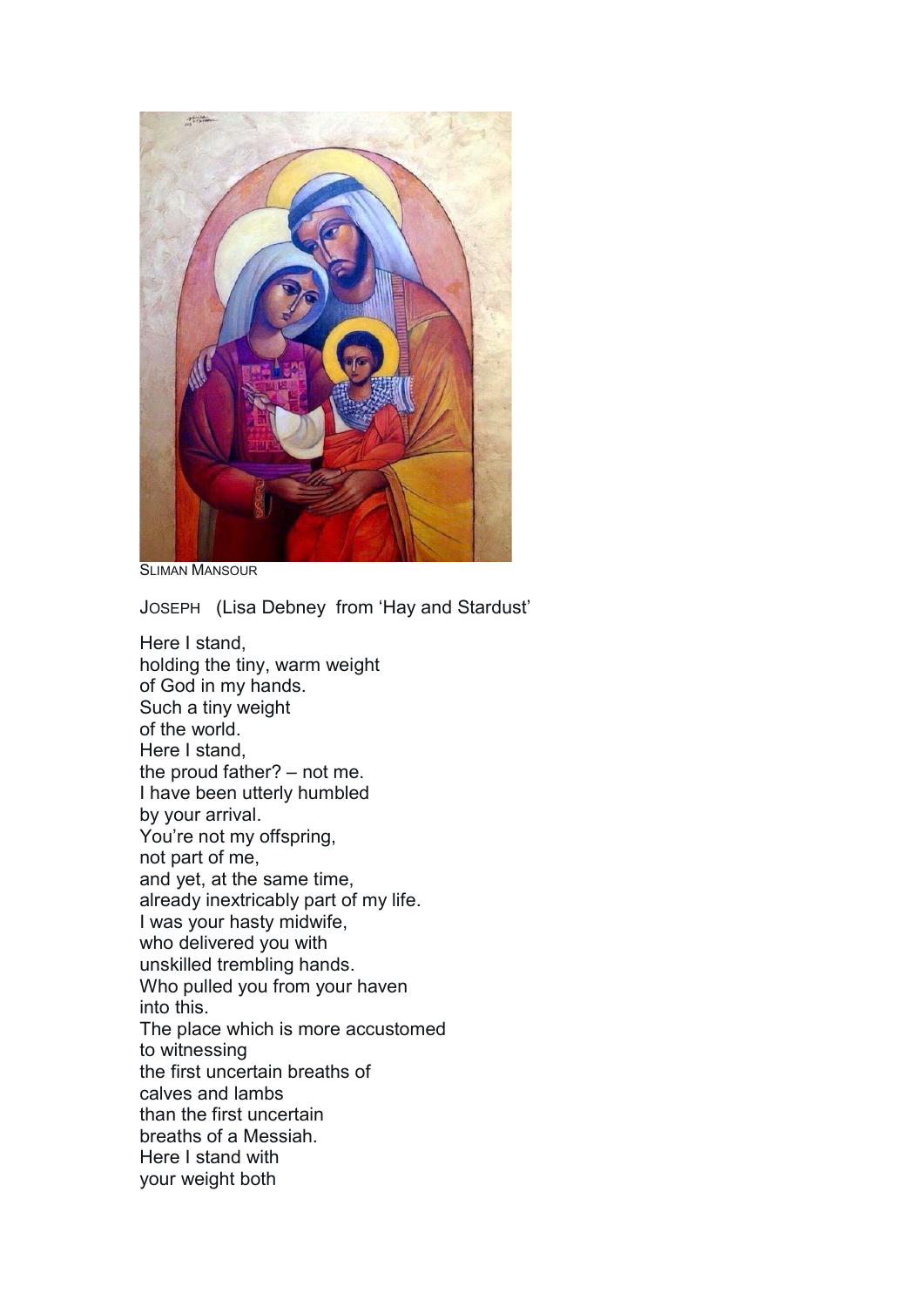SLIMAN MANSOUR

JOSEPH (Lisa Debney from 'Hay and Stardust'

Here I stand,  
holding the tiny, warm weight  
of God in my hands.  
Such a tiny weight  
of the world.  
Here I stand,  
the proud father? – not me.  
I have been utterly humbled  
by your arrival.  
You're not my offspring,  
not part of me,  
and yet, at the same time,  
already inextricably part of my life.  
I was your hasty midwife,  
who delivered you with  
unskilled trembling hands.  
Who pulled you from your haven  
into this.  
The place which is more accustomed  
to witnessing  
the first uncertain breaths of  
calves and lambs  
than the first uncertain  
breaths of a Messiah.  
Here I stand with  
your weight both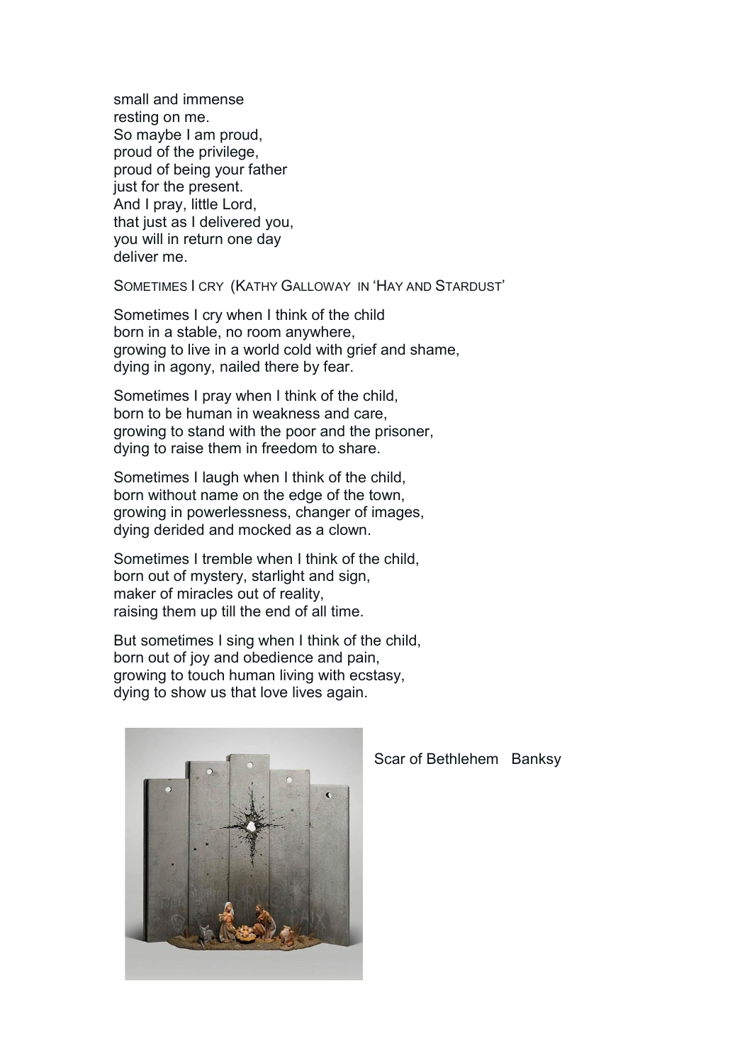small and immense  
resting on me.  
So maybe I am proud,  
proud of the privilege,  
proud of being your father  
just for the present.  
And I pray, little Lord,  
that just as I delivered you,  
you will in return one day  
deliver me.

SOMETIMES I CRY (KATHY GALLOWAY IN 'HAY AND STARDUST'

Sometimes I cry when I think of the child  
born in a stable, no room anywhere,  
growing to live in a world cold with grief and shame,  
dying in agony, nailed there by fear.

Sometimes I pray when I think of the child,  
born to be human in weakness and care,  
growing to stand with the poor and the prisoner,  
dying to raise them in freedom to share.

Sometimes I laugh when I think of the child,  
born without name on the edge of the town,  
growing in powerlessness, changer of images,  
dying derided and mocked as a clown.

Sometimes I tremble when I think of the child,  
born out of mystery, starlight and sign,  
maker of miracles out of reality,  
raising them up till the end of all time.

But sometimes I sing when I think of the child,  
born out of joy and obedience and pain,  
growing to touch human living with ecstasy,  
dying to show us that love lives again.

Scar of Bethlehem Banksy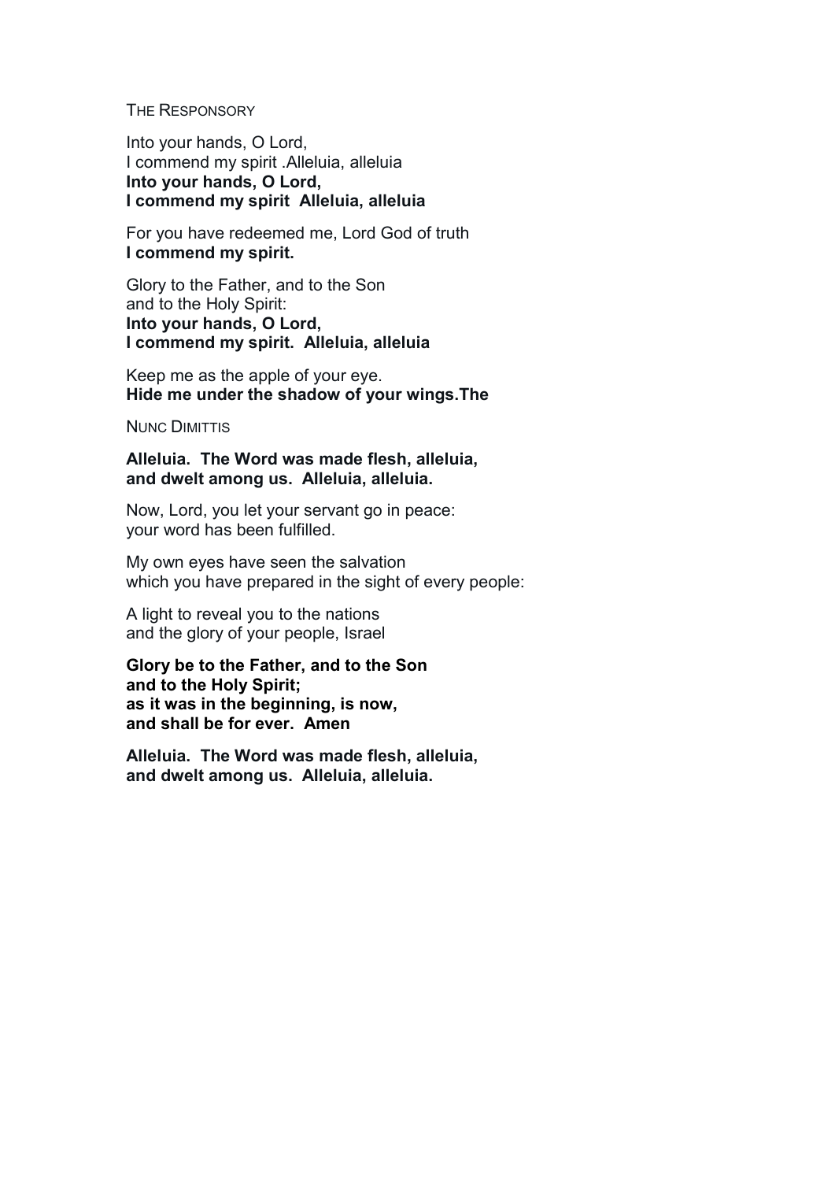## The Responsory

Into your hands, O Lord,
I commend my spirit .Alleluia, alleluia
**Into your hands, O Lord,**
**I commend my spirit Alleluia, alleluia**

For you have redeemed me, Lord God of truth
**I commend my spirit.**

Glory to the Father, and to the Son
and to the Holy Spirit:
**Into your hands, O Lord,**
**I commend my spirit. Alleluia, alleluia**

Keep me as the apple of your eye.
**Hide me under the shadow of your wings.The**

## Nunc Dimittis

**Alleluia. The Word was made flesh, alleluia,**
**and dwelt among us. Alleluia, alleluia.**

Now, Lord, you let your servant go in peace:
your word has been fulfilled.

My own eyes have seen the salvation
which you have prepared in the sight of every people:

A light to reveal you to the nations
and the glory of your people, Israel

**Glory be to the Father, and to the Son**
**and to the Holy Spirit;**
**as it was in the beginning, is now,**
**and shall be for ever. Amen**

**Alleluia. The Word was made flesh, alleluia,**
**and dwelt among us. Alleluia, alleluia.**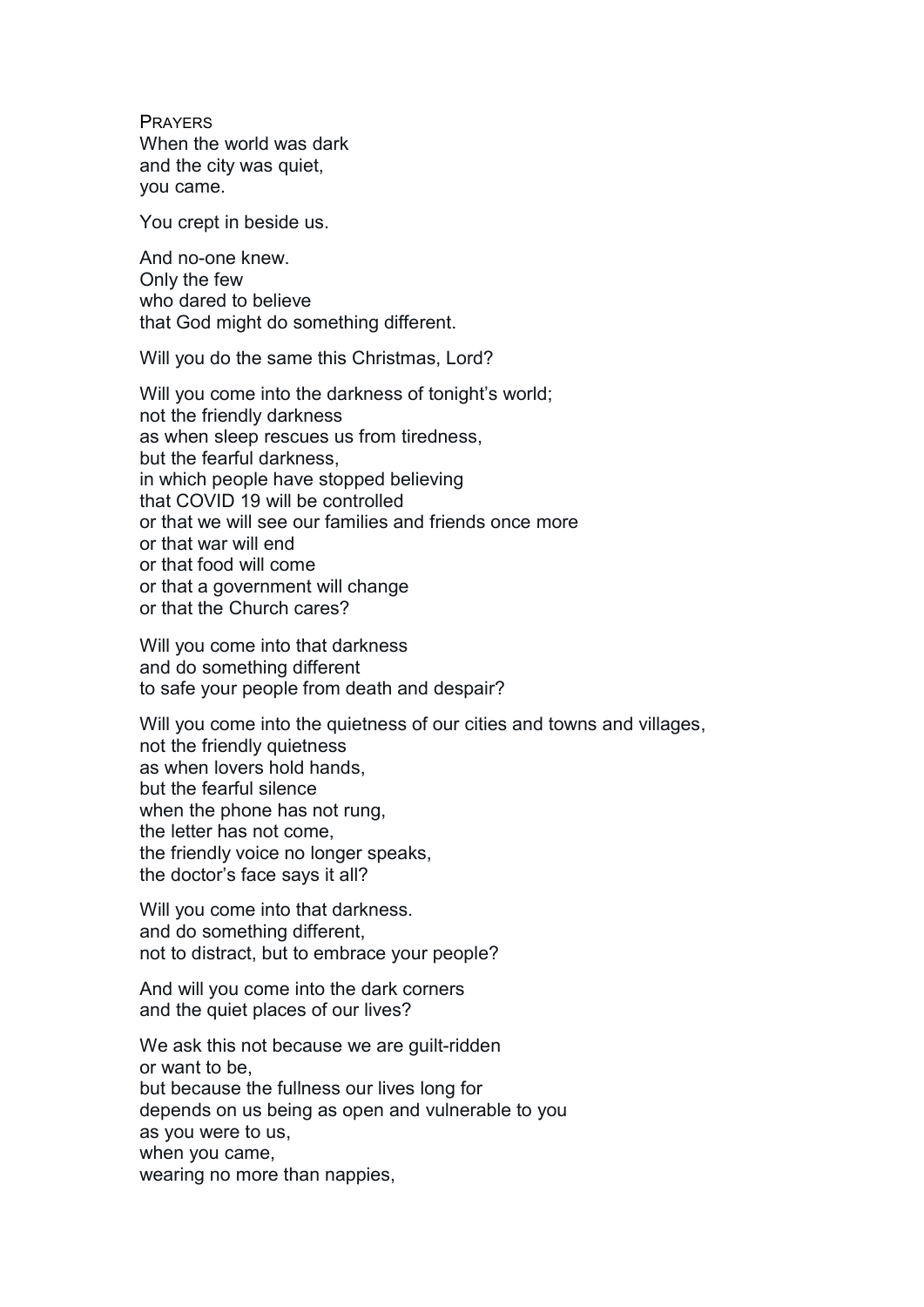PRAYERS

When the world was dark  
and the city was quiet,  
you came.

You crept in beside us.

And no-one knew.  
Only the few  
who dared to believe  
that God might do something different.

Will you do the same this Christmas, Lord?

Will you come into the darkness of tonight's world;  
not the friendly darkness  
as when sleep rescues us from tiredness,  
but the fearful darkness,  
in which people have stopped believing  
that COVID 19 will be controlled  
or that we will see our families and friends once more  
or that war will end  
or that food will come  
or that a government will change  
or that the Church cares?

Will you come into that darkness  
and do something different  
to safe your people from death and despair?

Will you come into the quietness of our cities and towns and villages,  
not the friendly quietness  
as when lovers hold hands,  
but the fearful silence  
when the phone has not rung,  
the letter has not come,  
the friendly voice no longer speaks,  
the doctor's face says it all?

Will you come into that darkness.  
and do something different,  
not to distract, but to embrace your people?

And will you come into the dark corners  
and the quiet places of our lives?

We ask this not because we are guilt-ridden  
or want to be,  
but because the fullness our lives long for  
depends on us being as open and vulnerable to you  
as you were to us,  
when you came,  
wearing no more than nappies,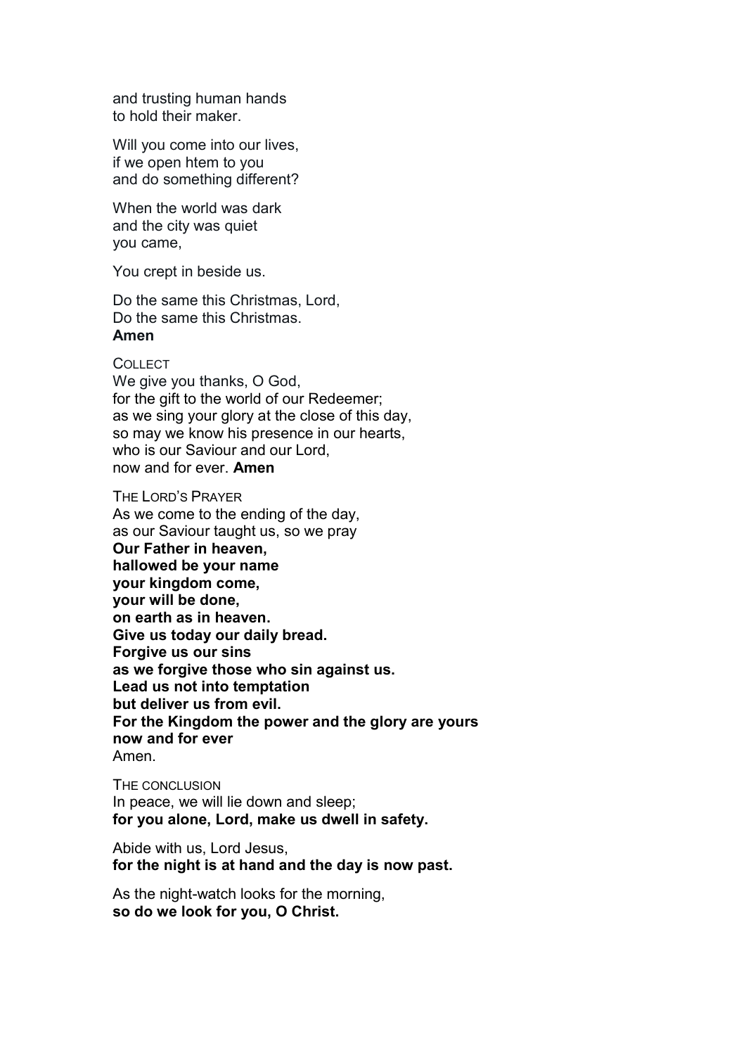and trusting human hands
to hold their maker.

Will you come into our lives,
if we open htem to you
and do something different?

When the world was dark
and the city was quiet
you came,

You crept in beside us.

Do the same this Christmas, Lord,
Do the same this Christmas.
**Amen**

COLLECT
We give you thanks, O God,
for the gift to the world of our Redeemer;
as we sing your glory at the close of this day,
so may we know his presence in our hearts,
who is our Saviour and our Lord,
now and for ever. **Amen**

THE LORD'S PRAYER
As we come to the ending of the day,
as our Saviour taught us, so we pray
**Our Father in heaven,**
**hallowed be your name**
**your kingdom come,**
**your will be done,**
**on earth as in heaven.**
**Give us today our daily bread.**
**Forgive us our sins**
**as we forgive those who sin against us.**
**Lead us not into temptation**
**but deliver us from evil.**
**For the Kingdom the power and the glory are yours**
**now and for ever**
Amen.

THE CONCLUSION
In peace, we will lie down and sleep;
**for you alone, Lord, make us dwell in safety.**

Abide with us, Lord Jesus,
**for the night is at hand and the day is now past.**

As the night-watch looks for the morning,
**so do we look for you, O Christ.**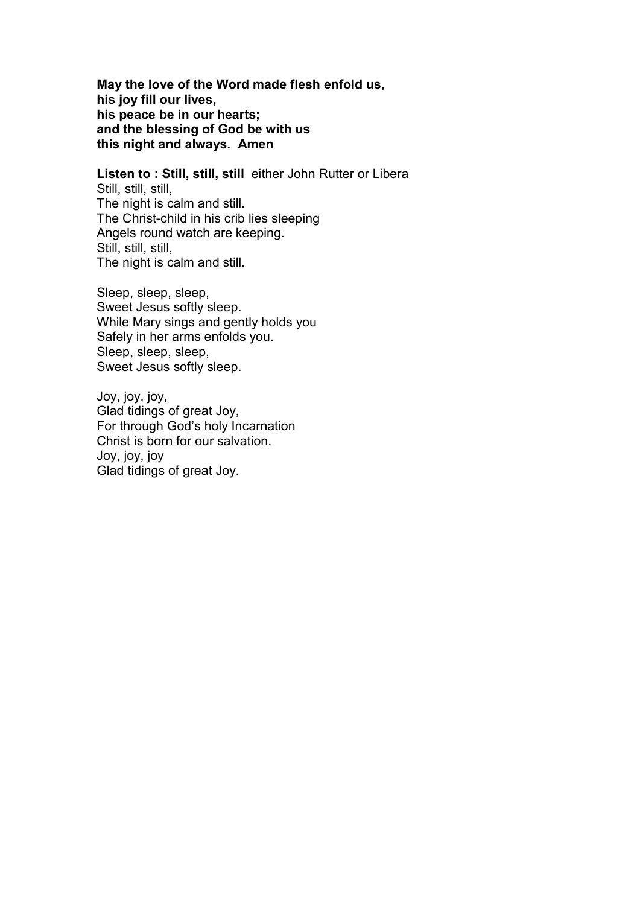**May the love of the Word made flesh enfold us,**
**his joy fill our lives,**
**his peace be in our hearts;**
**and the blessing of God be with us**
**this night and always. Amen**

**Listen to : Still, still, still** either John Rutter or Libera
Still, still, still,
The night is calm and still.
The Christ-child in his crib lies sleeping
Angels round watch are keeping.
Still, still, still,
The night is calm and still.

Sleep, sleep, sleep,
Sweet Jesus softly sleep.
While Mary sings and gently holds you
Safely in her arms enfolds you.
Sleep, sleep, sleep,
Sweet Jesus softly sleep.

Joy, joy, joy,
Glad tidings of great Joy,
For through God's holy Incarnation
Christ is born for our salvation.
Joy, joy, joy
Glad tidings of great Joy.